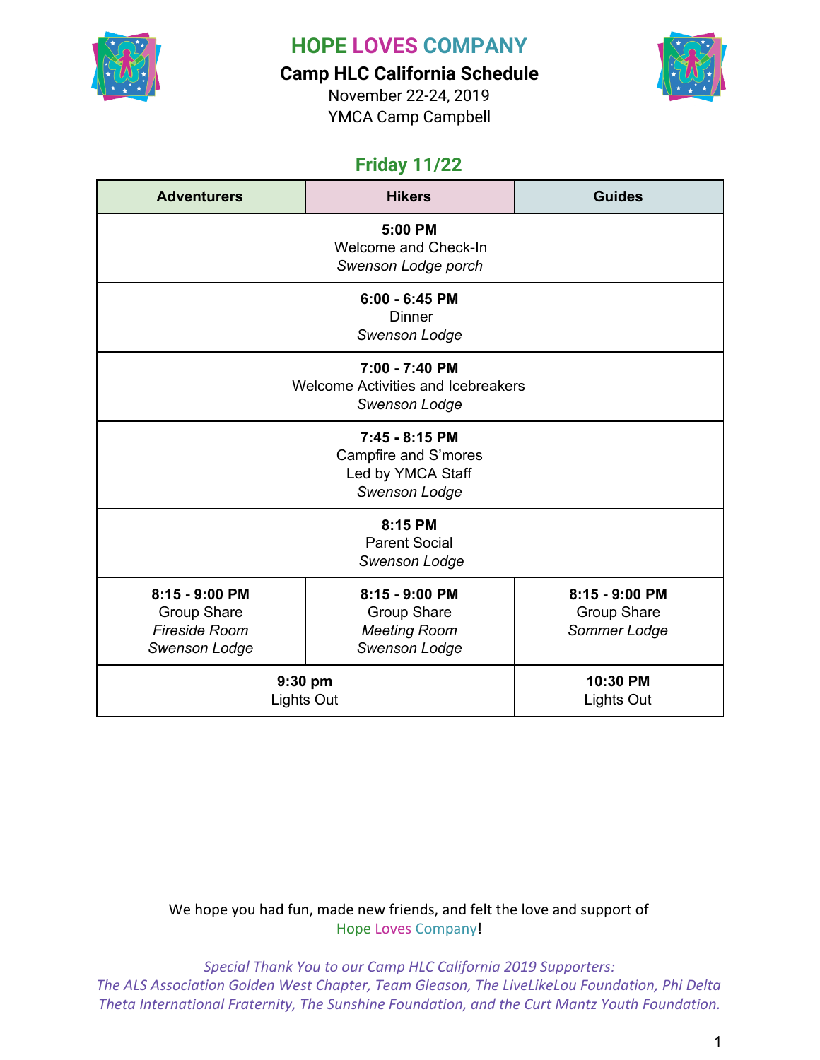# HOPE LOVES COMPANY

## Camp HLC California Schedule

November 22-24, 2019
YMCA Camp Campbell

### Friday 11/22

| Adventurers | Hikers | Guides |
|---|---|---|
| **5:00 PM** Welcome and Check-In *Swenson Lodge porch* | | |
| **6:00 - 6:45 PM** Dinner *Swenson Lodge* | | |
| **7:00 - 7:40 PM** Welcome Activities and Icebreakers *Swenson Lodge* | | |
| **7:45 - 8:15 PM** Campfire and S'mores Led by YMCA Staff *Swenson Lodge* | | |
| **8:15 PM** Parent Social *Swenson Lodge* | | |
| **8:15 - 9:00 PM** Group Share *Fireside Room* *Swenson Lodge* | **8:15 - 9:00 PM** Group Share *Meeting Room* *Swenson Lodge* | **8:15 - 9:00 PM** Group Share *Sommer Lodge* |
| **9:30 pm** Lights Out | | **10:30 PM** Lights Out |

We hope you had fun, made new friends, and felt the love and support of Hope Loves Company!

*Special Thank You to our Camp HLC California 2019 Supporters: The ALS Association Golden West Chapter, Team Gleason, The LiveLikeLou Foundation, Phi Delta Theta International Fraternity, The Sunshine Foundation, and the Curt Mantz Youth Foundation.*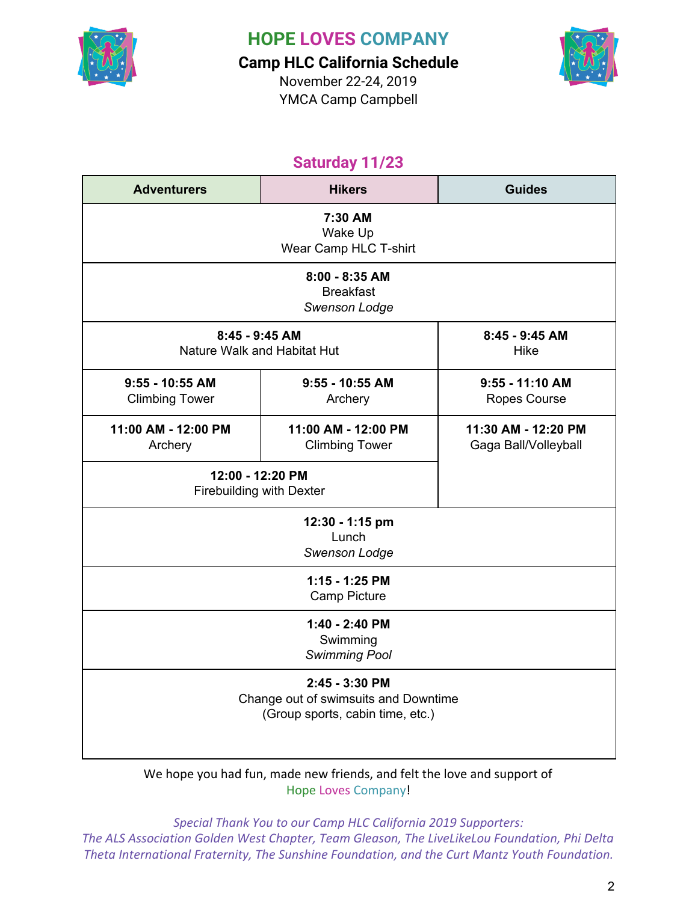# HOPE LOVES COMPANY

## Camp HLC California Schedule

November 22-24, 2019
YMCA Camp Campbell

### Saturday 11/23

| Adventurers | Hikers | Guides |
|---|---|---|
| **7:30 AM** Wake Up Wear Camp HLC T-shirt | | |
| **8:00 - 8:35 AM** Breakfast *Swenson Lodge* | | |
| **8:45 - 9:45 AM** Nature Walk and Habitat Hut | | **8:45 - 9:45 AM** Hike |
| **9:55 - 10:55 AM** Climbing Tower | **9:55 - 10:55 AM** Archery | **9:55 - 11:10 AM** Ropes Course |
| **11:00 AM - 12:00 PM** Archery | **11:00 AM - 12:00 PM** Climbing Tower | **11:30 AM - 12:20 PM** Gaga Ball/Volleyball |
| **12:00 - 12:20 PM** Firebuilding with Dexter | | |
| **12:30 - 1:15 pm** Lunch *Swenson Lodge* | | |
| **1:15 - 1:25 PM** Camp Picture | | |
| **1:40 - 2:40 PM** Swimming *Swimming Pool* | | |
| **2:45 - 3:30 PM** Change out of swimsuits and Downtime (Group sports, cabin time, etc.) | | |

We hope you had fun, made new friends, and felt the love and support of Hope Loves Company!

*Special Thank You to our Camp HLC California 2019 Supporters:*
*The ALS Association Golden West Chapter, Team Gleason, The LiveLikeLou Foundation, Phi Delta Theta International Fraternity, The Sunshine Foundation, and the Curt Mantz Youth Foundation.*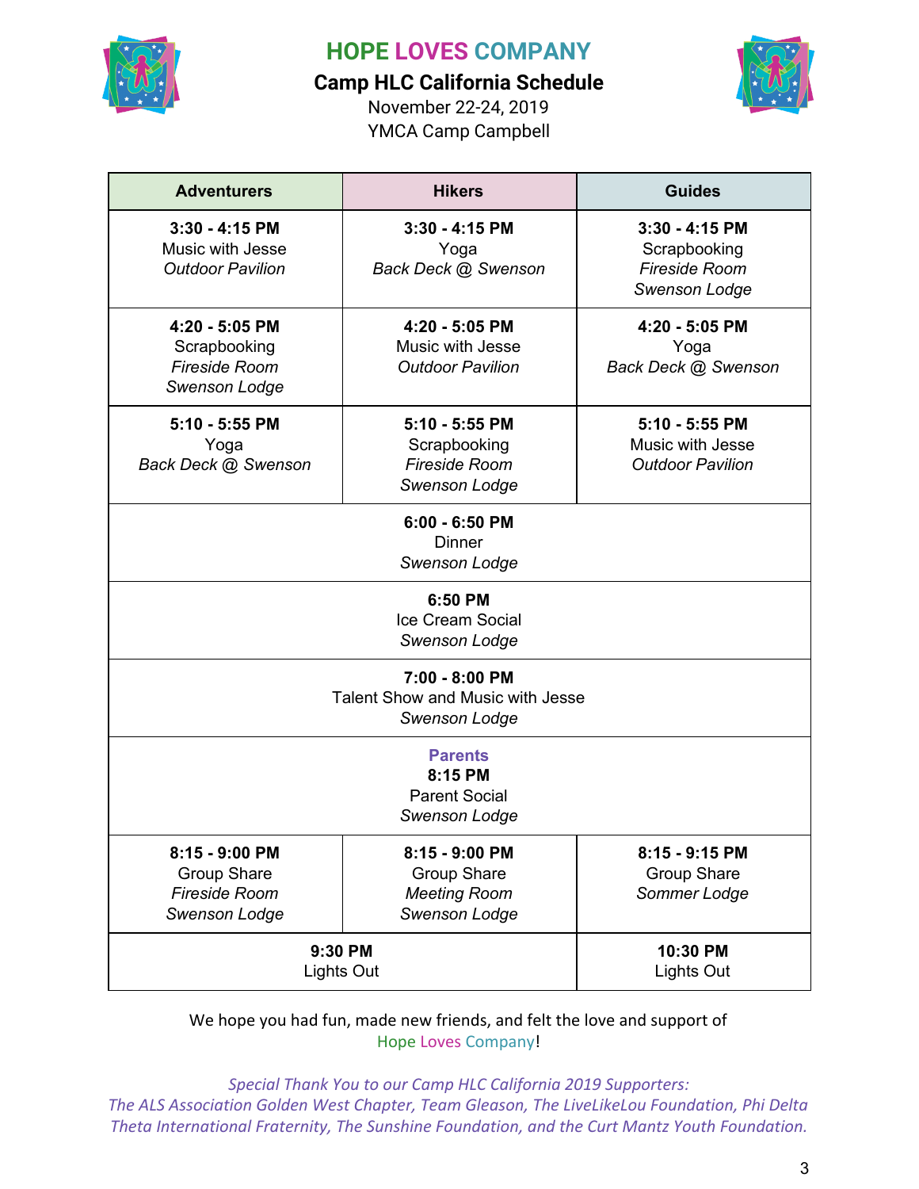# HOPE LOVES COMPANY

## Camp HLC California Schedule

November 22-24, 2019
YMCA Camp Campbell

| Adventurers | Hikers | Guides |
|---|---|---|
| **3:30 - 4:15 PM** Music with Jesse *Outdoor Pavilion* | **3:30 - 4:15 PM** Yoga *Back Deck @ Swenson* | **3:30 - 4:15 PM** Scrapbooking *Fireside Room Swenson Lodge* |
| **4:20 - 5:05 PM** Scrapbooking *Fireside Room Swenson Lodge* | **4:20 - 5:05 PM** Music with Jesse *Outdoor Pavilion* | **4:20 - 5:05 PM** Yoga *Back Deck @ Swenson* |
| **5:10 - 5:55 PM** Yoga *Back Deck @ Swenson* | **5:10 - 5:55 PM** Scrapbooking *Fireside Room Swenson Lodge* | **5:10 - 5:55 PM** Music with Jesse *Outdoor Pavilion* |
| **6:00 - 6:50 PM** Dinner *Swenson Lodge* | | |
| **6:50 PM** Ice Cream Social *Swenson Lodge* | | |
| **7:00 - 8:00 PM** Talent Show and Music with Jesse *Swenson Lodge* | | |
| **Parents** **8:15 PM** Parent Social *Swenson Lodge* | | |
| **8:15 - 9:00 PM** Group Share *Fireside Room Swenson Lodge* | **8:15 - 9:00 PM** Group Share *Meeting Room Swenson Lodge* | **8:15 - 9:15 PM** Group Share *Sommer Lodge* |
| **9:30 PM** Lights Out | | **10:30 PM** Lights Out |

We hope you had fun, made new friends, and felt the love and support of Hope Loves Company!

*Special Thank You to our Camp HLC California 2019 Supporters:*
*The ALS Association Golden West Chapter, Team Gleason, The LiveLikeLou Foundation, Phi Delta Theta International Fraternity, The Sunshine Foundation, and the Curt Mantz Youth Foundation.*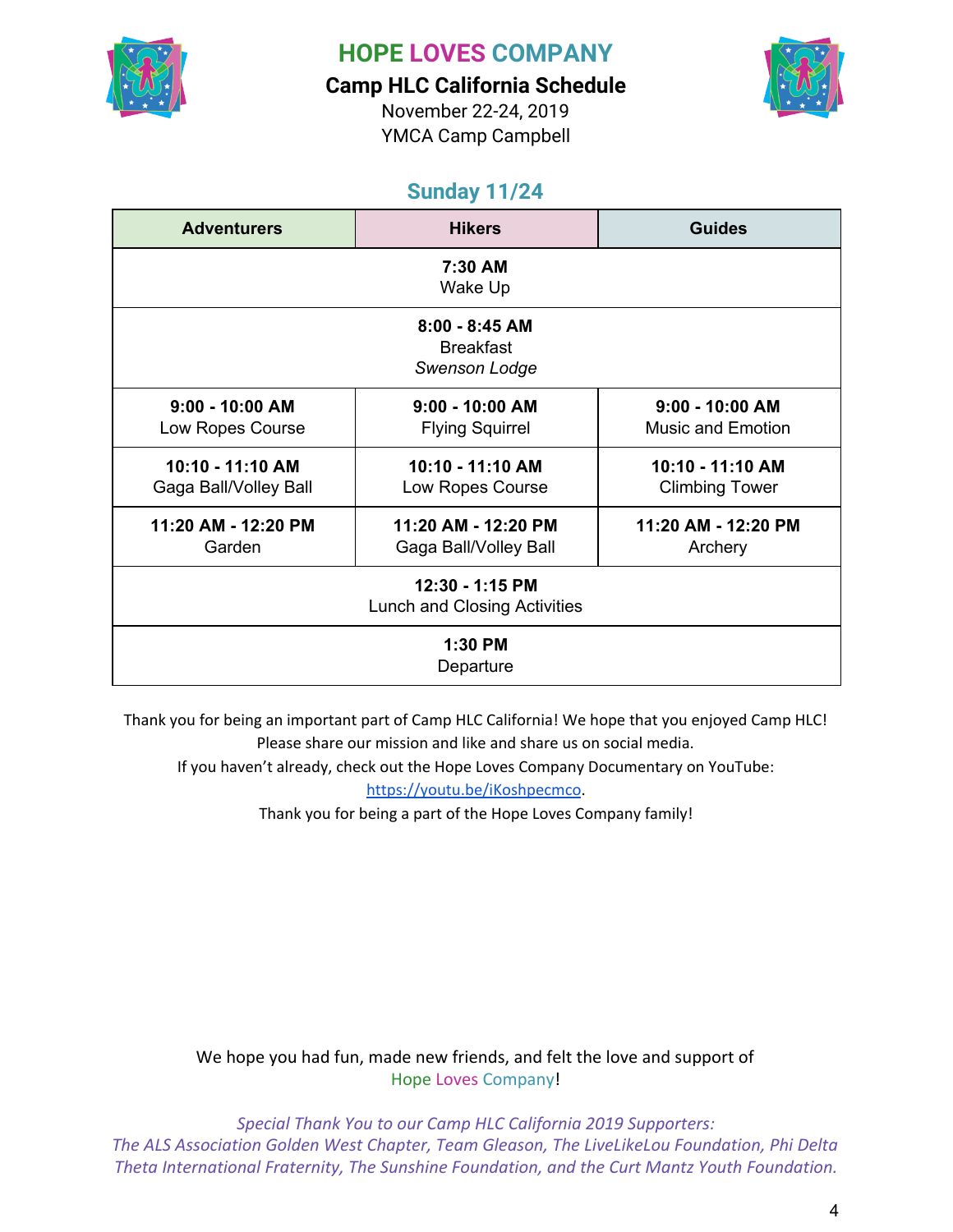# HOPE LOVES COMPANY

## Camp HLC California Schedule

November 22-24, 2019
YMCA Camp Campbell

### Sunday 11/24

| Adventurers | Hikers | Guides |
|---|---|---|
| **7:30 AM** Wake Up | | |
| **8:00 - 8:45 AM** Breakfast *Swenson Lodge* | | |
| **9:00 - 10:00 AM** Low Ropes Course | **9:00 - 10:00 AM** Flying Squirrel | **9:00 - 10:00 AM** Music and Emotion |
| **10:10 - 11:10 AM** Gaga Ball/Volley Ball | **10:10 - 11:10 AM** Low Ropes Course | **10:10 - 11:10 AM** Climbing Tower |
| **11:20 AM - 12:20 PM** Garden | **11:20 AM - 12:20 PM** Gaga Ball/Volley Ball | **11:20 AM - 12:20 PM** Archery |
| **12:30 - 1:15 PM** Lunch and Closing Activities | | |
| **1:30 PM** Departure | | |

Thank you for being an important part of Camp HLC California! We hope that you enjoyed Camp HLC! Please share our mission and like and share us on social media.
If you haven't already, check out the Hope Loves Company Documentary on YouTube: https://youtu.be/iKoshpecmco.
Thank you for being a part of the Hope Loves Company family!

We hope you had fun, made new friends, and felt the love and support of Hope Loves Company!

*Special Thank You to our Camp HLC California 2019 Supporters: The ALS Association Golden West Chapter, Team Gleason, The LiveLikeLou Foundation, Phi Delta Theta International Fraternity, The Sunshine Foundation, and the Curt Mantz Youth Foundation.*